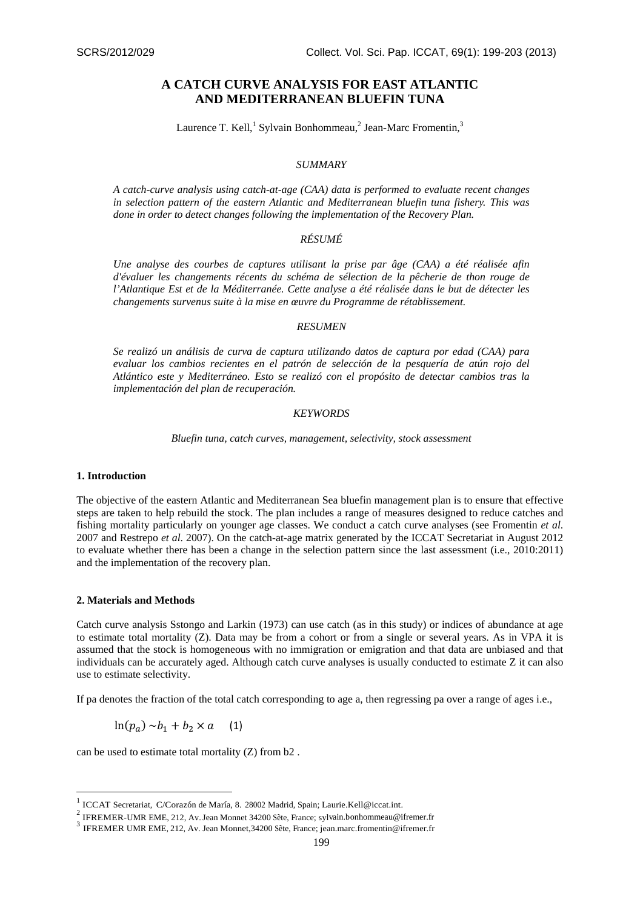# A CATCH CURVE ANALYSIS FOR EAST ATLANTIC AND MEDITERRANEAN BLUEFIN TUNA

Laurence T. Kell,[1] Sylvain Bonhommeau,[2] Jean-Marc Fromentin,[3]

### *SUMMARY*

*A catch-curve analysis using catch-at-age (CAA) data is performed to evaluate recent changes in selection pattern of the eastern Atlantic and Mediterranean bluefin tuna fishery. This was done in order to detect changes following the implementation of the Recovery Plan.*

### *RÉSUMÉ*

*Une analyse des courbes de captures utilisant la prise par âge (CAA) a été réalisée afin d'évaluer les changements récents du schéma de sélection de la pêcherie de thon rouge de l'Atlantique Est et de la Méditerranée. Cette analyse a été réalisée dans le but de détecter les changements survenus suite à la mise en œuvre du Programme de rétablissement.*

### *RESUMEN*

*Se realizó un análisis de curva de captura utilizando datos de captura por edad (CAA) para evaluar los cambios recientes en el patrón de selección de la pesquería de atún rojo del Atlántico este y Mediterráneo. Esto se realizó con el propósito de detectar cambios tras la implementación del plan de recuperación.*

### *KEYWORDS*

*Bluefin tuna, catch curves, management, selectivity, stock assessment*

## 1. Introduction

The objective of the eastern Atlantic and Mediterranean Sea bluefin management plan is to ensure that effective steps are taken to help rebuild the stock. The plan includes a range of measures designed to reduce catches and fishing mortality particularly on younger age classes. We conduct a catch curve analyses (see Fromentin *et al*. 2007 and Restrepo *et al*. 2007). On the catch-at-age matrix generated by the ICCAT Secretariat in August 2012 to evaluate whether there has been a change in the selection pattern since the last assessment (i.e., 2010:2011) and the implementation of the recovery plan.

## 2. Materials and Methods

Catch curve analysis Sstongo and Larkin (1973) can use catch (as in this study) or indices of abundance at age to estimate total mortality (Z). Data may be from a cohort or from a single or several years. As in VPA it is assumed that the stock is homogeneous with no immigration or emigration and that data are unbiased and that individuals can be accurately aged. Although catch curve analyses is usually conducted to estimate Z it can also use to estimate selectivity.

If pa denotes the fraction of the total catch corresponding to age a, then regressing pa over a range of ages i.e.,

$$\ln(p_a) \sim b_1 + b_2 \times a \quad (1)$$

can be used to estimate total mortality (Z) from b2 .

---

[1] ICCAT Secretariat, C/Corazón de María, 8. 28002 Madrid, Spain; Laurie.Kell@iccat.int.

[2] IFREMER-UMR EME, 212, Av. Jean Monnet 34200 Sète, France; sylvain.bonhommeau@ifremer.fr

[3] IFREMER UMR EME, 212, Av. Jean Monnet,34200 Sête, France; jean.marc.fromentin@ifremer.fr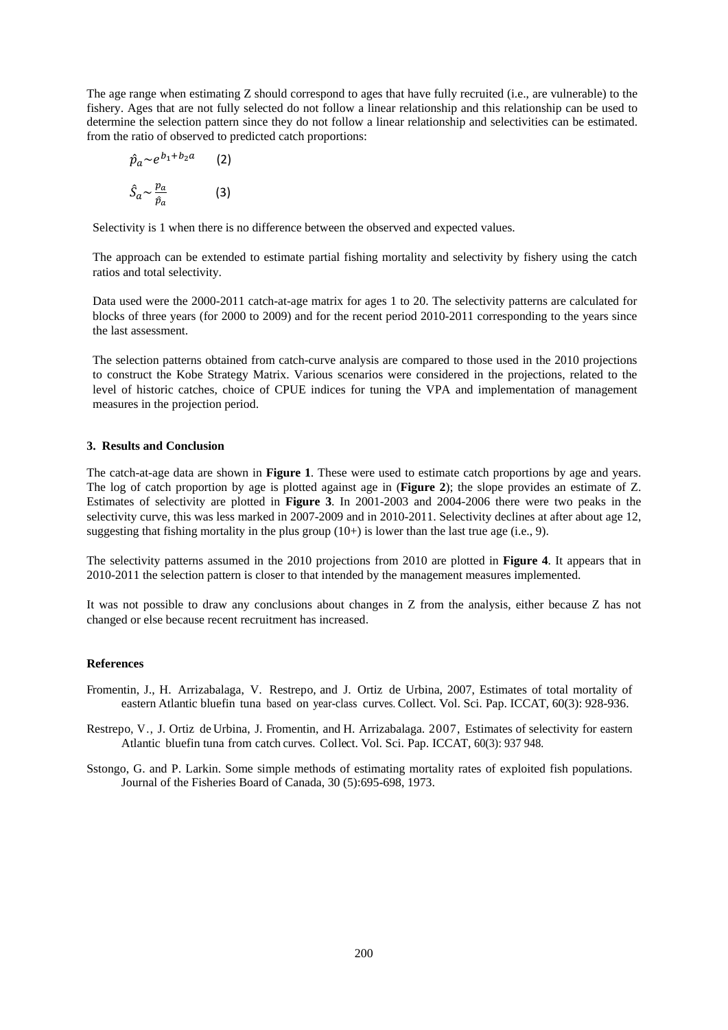The age range when estimating Z should correspond to ages that have fully recruited (i.e., are vulnerable) to the fishery. Ages that are not fully selected do not follow a linear relationship and this relationship can be used to determine the selection pattern since they do not follow a linear relationship and selectivities can be estimated. from the ratio of observed to predicted catch proportions:

$$\hat{p}_a \sim e^{b_1 + b_2 a} \qquad (2)$$

$$\hat{S}_a \sim \frac{p_a}{\hat{p}_a} \qquad (3)$$

Selectivity is 1 when there is no difference between the observed and expected values.

The approach can be extended to estimate partial fishing mortality and selectivity by fishery using the catch ratios and total selectivity.

Data used were the 2000-2011 catch-at-age matrix for ages 1 to 20. The selectivity patterns are calculated for blocks of three years (for 2000 to 2009) and for the recent period 2010-2011 corresponding to the years since the last assessment.

The selection patterns obtained from catch-curve analysis are compared to those used in the 2010 projections to construct the Kobe Strategy Matrix. Various scenarios were considered in the projections, related to the level of historic catches, choice of CPUE indices for tuning the VPA and implementation of management measures in the projection period.

## 3. Results and Conclusion

The catch-at-age data are shown in **Figure 1**. These were used to estimate catch proportions by age and years. The log of catch proportion by age is plotted against age in (**Figure 2**); the slope provides an estimate of Z. Estimates of selectivity are plotted in **Figure 3**. In 2001-2003 and 2004-2006 there were two peaks in the selectivity curve, this was less marked in 2007-2009 and in 2010-2011. Selectivity declines at after about age 12, suggesting that fishing mortality in the plus group (10+) is lower than the last true age (i.e., 9).

The selectivity patterns assumed in the 2010 projections from 2010 are plotted in **Figure 4**. It appears that in 2010-2011 the selection pattern is closer to that intended by the management measures implemented.

It was not possible to draw any conclusions about changes in Z from the analysis, either because Z has not changed or else because recent recruitment has increased.

## References

Fromentin, J., H. Arrizabalaga, V. Restrepo, and J. Ortiz de Urbina, 2007, Estimates of total mortality of eastern Atlantic bluefin tuna based on year-class curves. Collect. Vol. Sci. Pap. ICCAT, 60(3): 928-936.

Restrepo, V., J. Ortiz de Urbina, J. Fromentin, and H. Arrizabalaga. 2007, Estimates of selectivity for eastern Atlantic bluefin tuna from catch curves. Collect. Vol. Sci. Pap. ICCAT, 60(3): 937 948.

Sstongo, G. and P. Larkin. Some simple methods of estimating mortality rates of exploited fish populations. Journal of the Fisheries Board of Canada, 30 (5):695-698, 1973.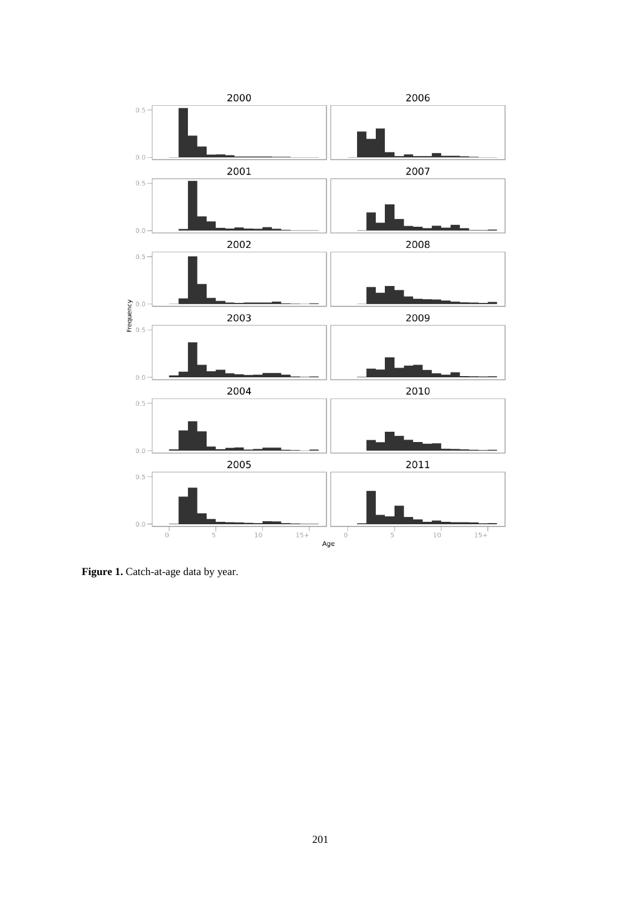**Figure 1.** Catch-at-age data by year.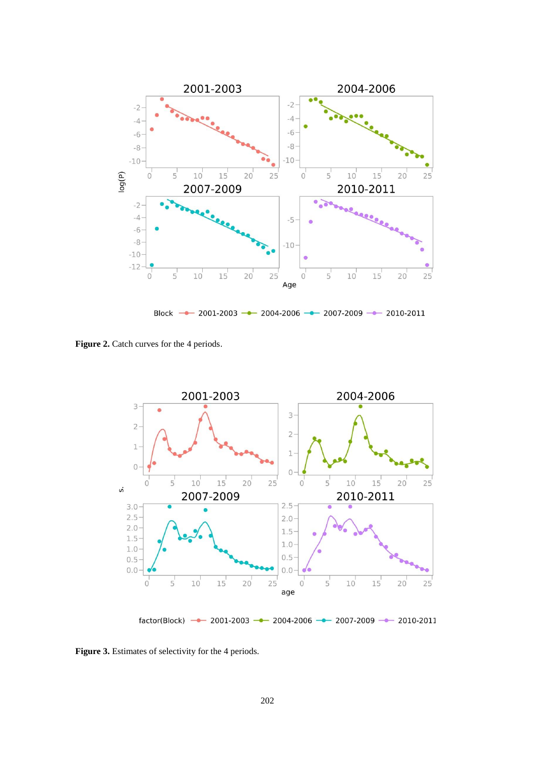Figure 2. Catch curves for the 4 periods.

Figure 3. Estimates of selectivity for the 4 periods.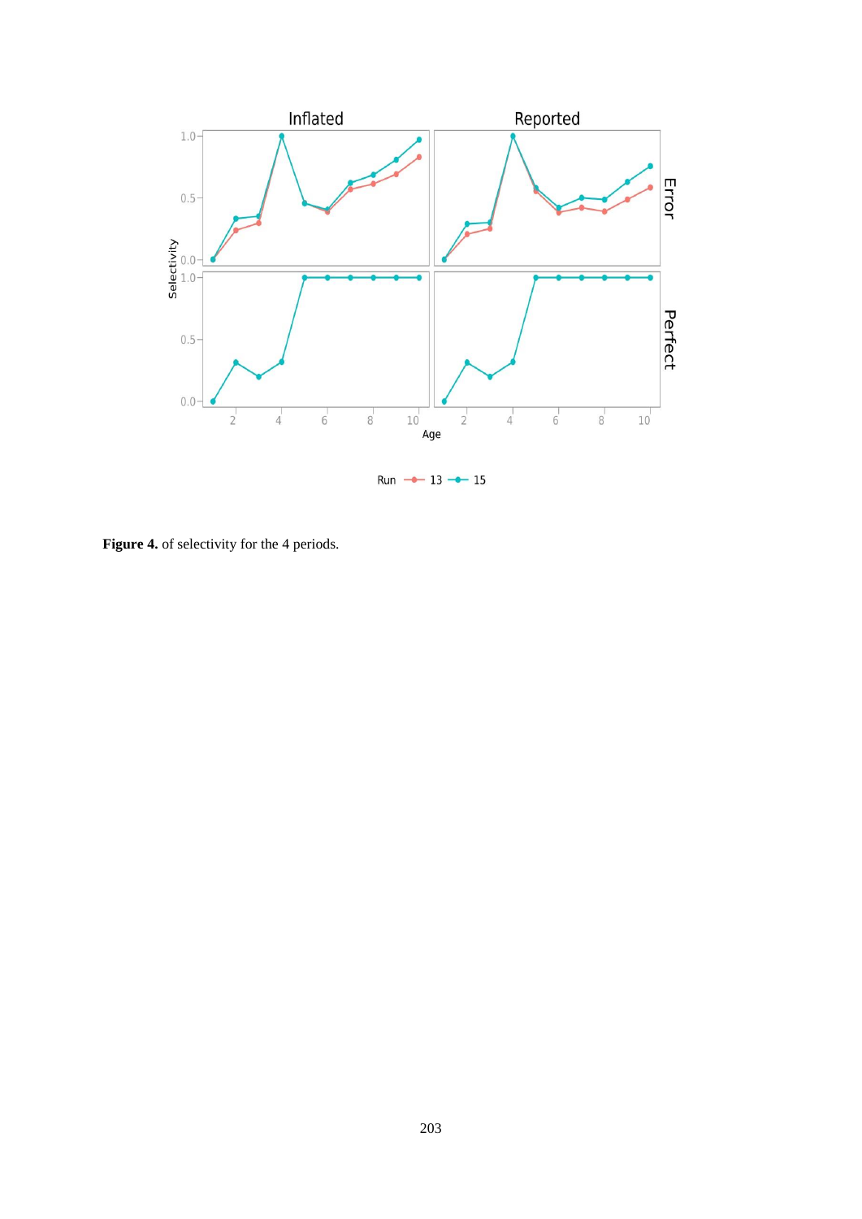Inflated

Reported

Error

Perfect

Selectivity

1.0

0.5

0.0

2 4 6 8 10

Age

Run 13 15

**Figure 4.** of selectivity for the 4 periods.